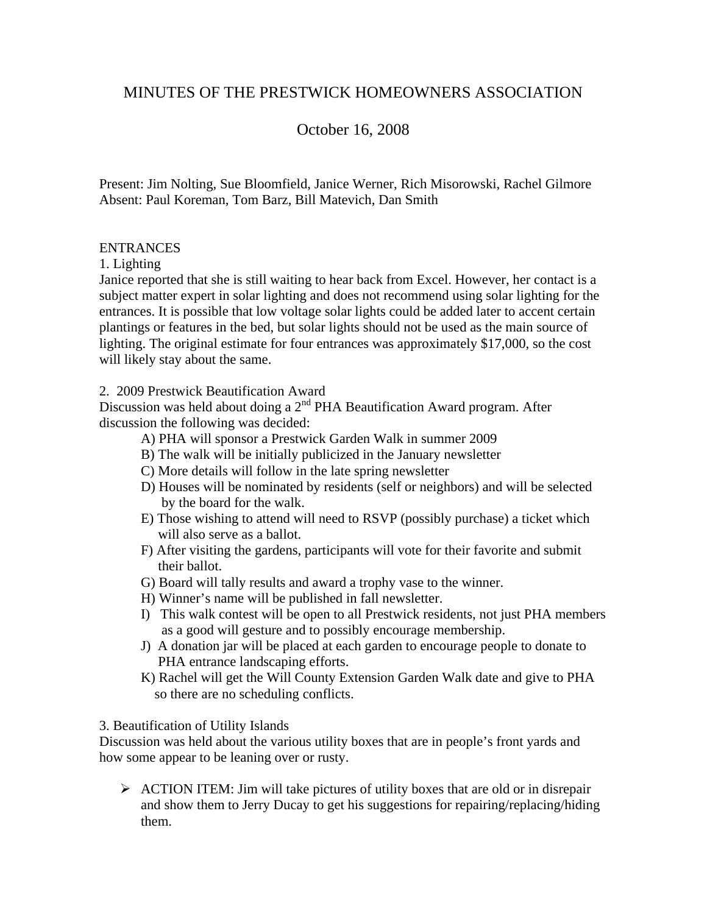# MINUTES OF THE PRESTWICK HOMEOWNERS ASSOCIATION

## October 16, 2008

Present: Jim Nolting, Sue Bloomfield, Janice Werner, Rich Misorowski, Rachel Gilmore
Absent: Paul Koreman, Tom Barz, Bill Matevich, Dan Smith

ENTRANCES

1. Lighting

Janice reported that she is still waiting to hear back from Excel. However, her contact is a subject matter expert in solar lighting and does not recommend using solar lighting for the entrances. It is possible that low voltage solar lights could be added later to accent certain plantings or features in the bed, but solar lights should not be used as the main source of lighting. The original estimate for four entrances was approximately $17,000, so the cost will likely stay about the same.

2. 2009 Prestwick Beautification Award

Discussion was held about doing a 2nd PHA Beautification Award program. After discussion the following was decided:

- A) PHA will sponsor a Prestwick Garden Walk in summer 2009
- B) The walk will be initially publicized in the January newsletter
- C) More details will follow in the late spring newsletter
- D) Houses will be nominated by residents (self or neighbors) and will be selected by the board for the walk.
- E) Those wishing to attend will need to RSVP (possibly purchase) a ticket which will also serve as a ballot.
- F) After visiting the gardens, participants will vote for their favorite and submit their ballot.
- G) Board will tally results and award a trophy vase to the winner.
- H) Winner's name will be published in fall newsletter.
- I) This walk contest will be open to all Prestwick residents, not just PHA members as a good will gesture and to possibly encourage membership.
- J) A donation jar will be placed at each garden to encourage people to donate to PHA entrance landscaping efforts.
- K) Rachel will get the Will County Extension Garden Walk date and give to PHA so there are no scheduling conflicts.

3. Beautification of Utility Islands

Discussion was held about the various utility boxes that are in people's front yards and how some appear to be leaning over or rusty.

- ➢ ACTION ITEM: Jim will take pictures of utility boxes that are old or in disrepair and show them to Jerry Ducay to get his suggestions for repairing/replacing/hiding them.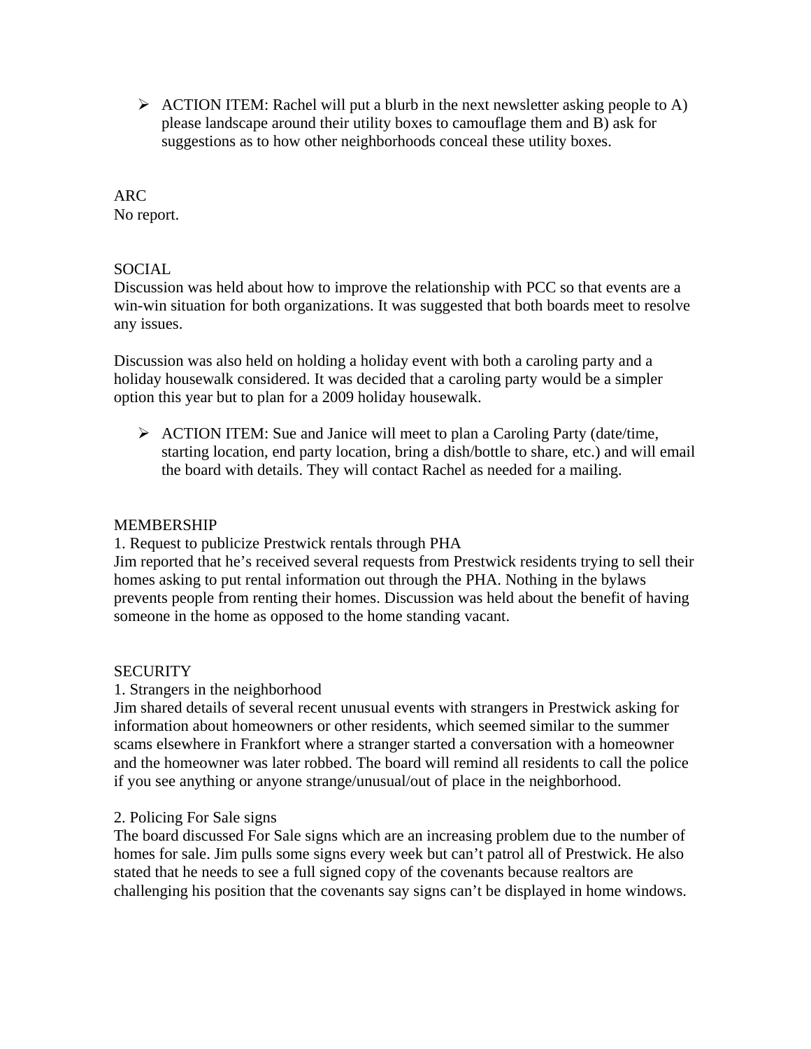- ACTION ITEM: Rachel will put a blurb in the next newsletter asking people to A) please landscape around their utility boxes to camouflage them and B) ask for suggestions as to how other neighborhoods conceal these utility boxes.

## ARC

No report.

## SOCIAL

Discussion was held about how to improve the relationship with PCC so that events are a win-win situation for both organizations. It was suggested that both boards meet to resolve any issues.

Discussion was also held on holding a holiday event with both a caroling party and a holiday housewalk considered. It was decided that a caroling party would be a simpler option this year but to plan for a 2009 holiday housewalk.

- ACTION ITEM: Sue and Janice will meet to plan a Caroling Party (date/time, starting location, end party location, bring a dish/bottle to share, etc.) and will email the board with details. They will contact Rachel as needed for a mailing.

## MEMBERSHIP

1. Request to publicize Prestwick rentals through PHA

Jim reported that he's received several requests from Prestwick residents trying to sell their homes asking to put rental information out through the PHA. Nothing in the bylaws prevents people from renting their homes. Discussion was held about the benefit of having someone in the home as opposed to the home standing vacant.

## SECURITY

1. Strangers in the neighborhood

Jim shared details of several recent unusual events with strangers in Prestwick asking for information about homeowners or other residents, which seemed similar to the summer scams elsewhere in Frankfort where a stranger started a conversation with a homeowner and the homeowner was later robbed. The board will remind all residents to call the police if you see anything or anyone strange/unusual/out of place in the neighborhood.

2. Policing For Sale signs

The board discussed For Sale signs which are an increasing problem due to the number of homes for sale. Jim pulls some signs every week but can't patrol all of Prestwick. He also stated that he needs to see a full signed copy of the covenants because realtors are challenging his position that the covenants say signs can't be displayed in home windows.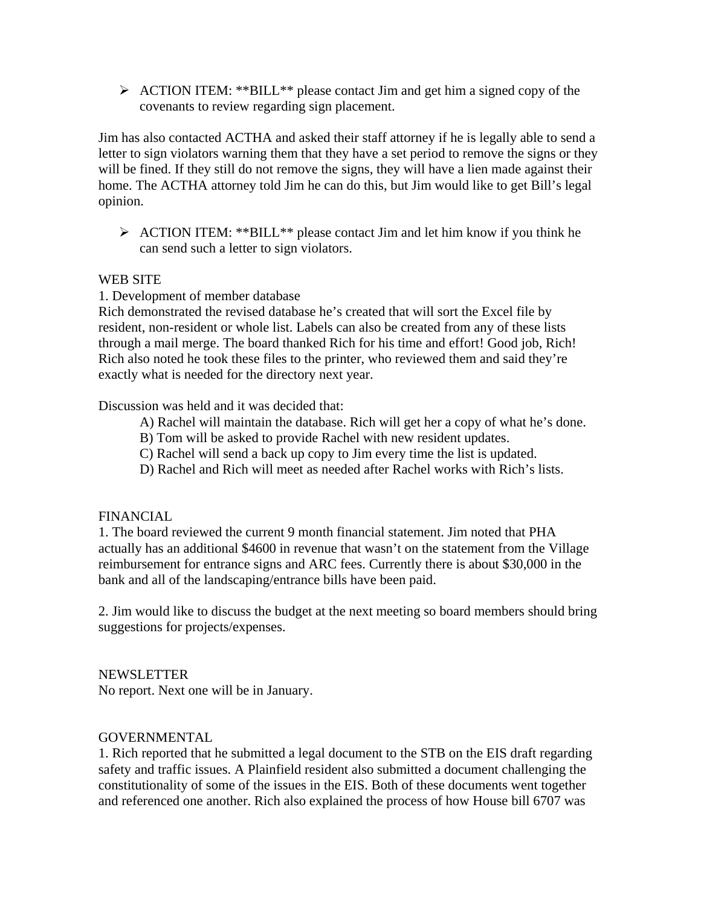- ACTION ITEM: **BILL** please contact Jim and get him a signed copy of the covenants to review regarding sign placement.

Jim has also contacted ACTHA and asked their staff attorney if he is legally able to send a letter to sign violators warning them that they have a set period to remove the signs or they will be fined. If they still do not remove the signs, they will have a lien made against their home. The ACTHA attorney told Jim he can do this, but Jim would like to get Bill's legal opinion.

- ACTION ITEM: **BILL** please contact Jim and let him know if you think he can send such a letter to sign violators.

WEB SITE

1. Development of member database

Rich demonstrated the revised database he's created that will sort the Excel file by resident, non-resident or whole list. Labels can also be created from any of these lists through a mail merge. The board thanked Rich for his time and effort! Good job, Rich! Rich also noted he took these files to the printer, who reviewed them and said they're exactly what is needed for the directory next year.

Discussion was held and it was decided that:

A) Rachel will maintain the database. Rich will get her a copy of what he's done.
B) Tom will be asked to provide Rachel with new resident updates.
C) Rachel will send a back up copy to Jim every time the list is updated.
D) Rachel and Rich will meet as needed after Rachel works with Rich's lists.

FINANCIAL

1. The board reviewed the current 9 month financial statement. Jim noted that PHA actually has an additional $4600 in revenue that wasn't on the statement from the Village reimbursement for entrance signs and ARC fees. Currently there is about $30,000 in the bank and all of the landscaping/entrance bills have been paid.

2. Jim would like to discuss the budget at the next meeting so board members should bring suggestions for projects/expenses.

NEWSLETTER

No report. Next one will be in January.

GOVERNMENTAL

1. Rich reported that he submitted a legal document to the STB on the EIS draft regarding safety and traffic issues. A Plainfield resident also submitted a document challenging the constitutionality of some of the issues in the EIS. Both of these documents went together and referenced one another. Rich also explained the process of how House bill 6707 was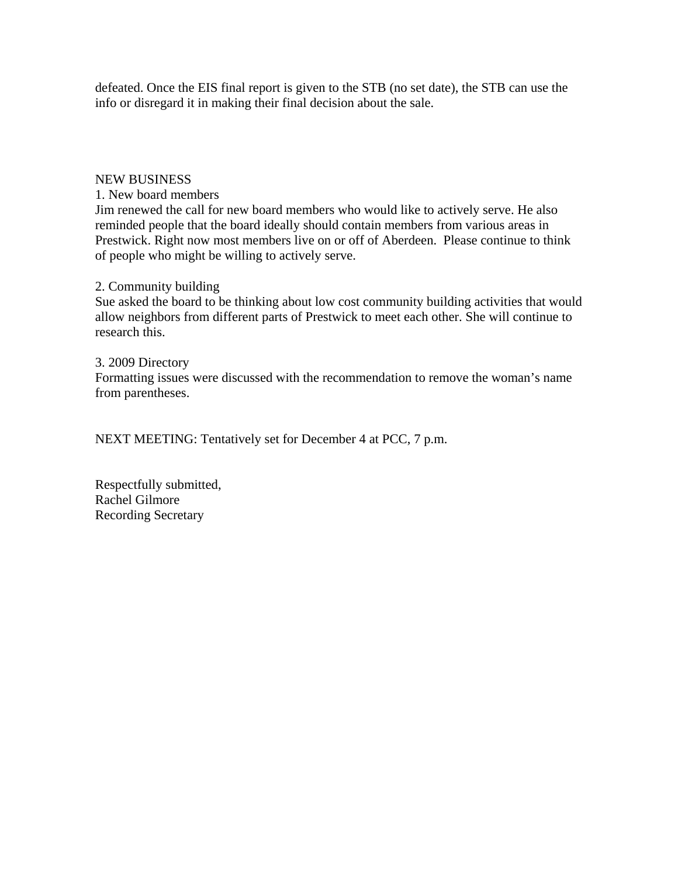defeated. Once the EIS final report is given to the STB (no set date), the STB can use the info or disregard it in making their final decision about the sale.

NEW BUSINESS

1. New board members

Jim renewed the call for new board members who would like to actively serve. He also reminded people that the board ideally should contain members from various areas in Prestwick. Right now most members live on or off of Aberdeen. Please continue to think of people who might be willing to actively serve.

2. Community building

Sue asked the board to be thinking about low cost community building activities that would allow neighbors from different parts of Prestwick to meet each other. She will continue to research this.

3. 2009 Directory

Formatting issues were discussed with the recommendation to remove the woman's name from parentheses.

NEXT MEETING: Tentatively set for December 4 at PCC, 7 p.m.

Respectfully submitted,
Rachel Gilmore
Recording Secretary